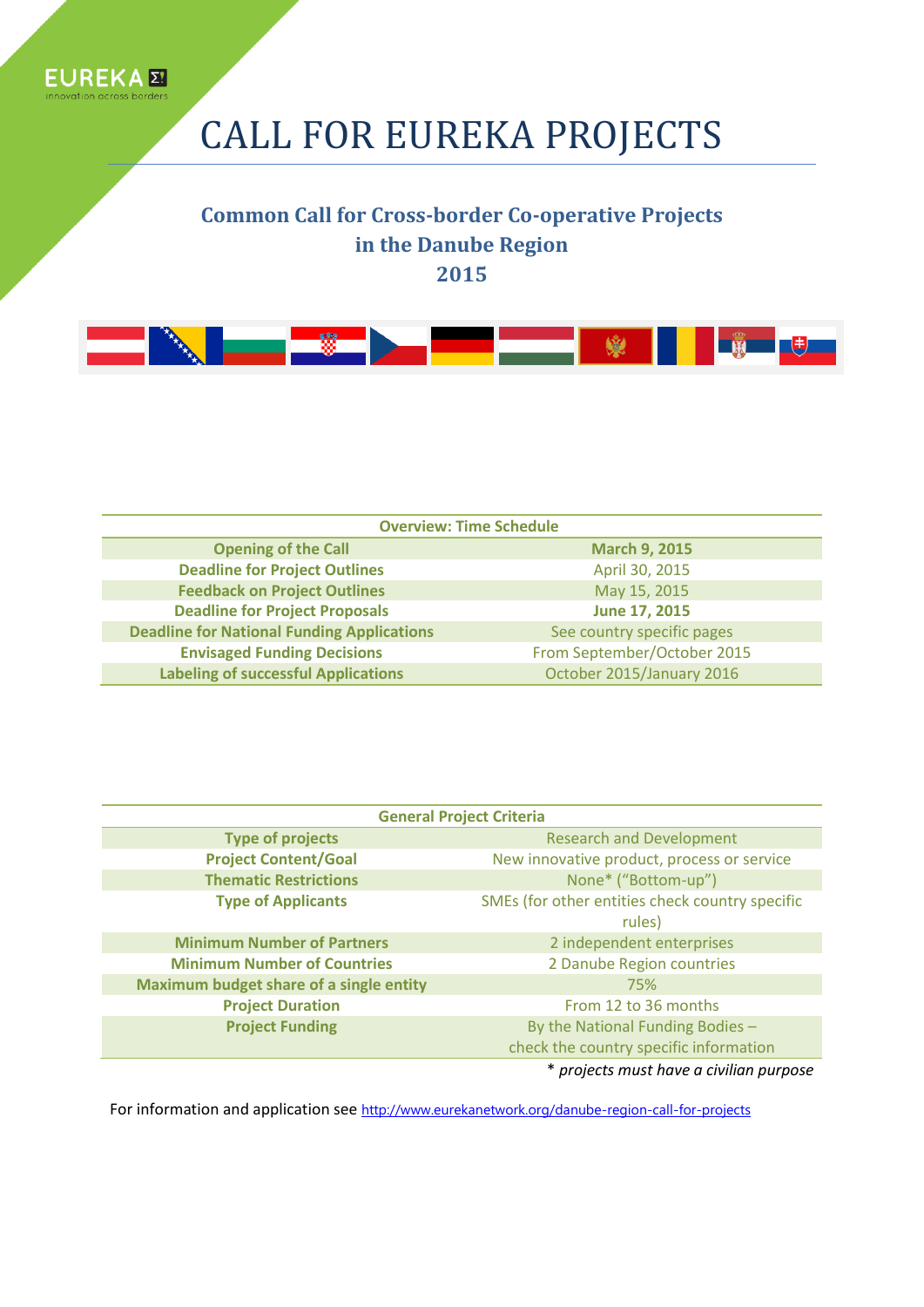EUREKA
innovation across borders

# CALL FOR EUREKA PROJECTS

## Common Call for Cross-border Co-operative Projects in the Danube Region 2015

| Overview: Time Schedule | |
|---|---|
| **Opening of the Call** | **March 9, 2015** |
| **Deadline for Project Outlines** | April 30, 2015 |
| **Feedback on Project Outlines** | May 15, 2015 |
| **Deadline for Project Proposals** | **June 17, 2015** |
| **Deadline for National Funding Applications** | See country specific pages |
| **Envisaged Funding Decisions** | From September/October 2015 |
| **Labeling of successful Applications** | October 2015/January 2016 |

| General Project Criteria | |
|---|---|
| **Type of projects** | Research and Development |
| **Project Content/Goal** | New innovative product, process or service |
| **Thematic Restrictions** | None* ("Bottom-up") |
| **Type of Applicants** | SMEs (for other entities check country specific rules) |
| **Minimum Number of Partners** | 2 independent enterprises |
| **Minimum Number of Countries** | 2 Danube Region countries |
| **Maximum budget share of a single entity** | 75% |
| **Project Duration** | From 12 to 36 months |
| **Project Funding** | By the National Funding Bodies – check the country specific information |

\* *projects must have a civilian purpose*

For information and application see http://www.eurekanetwork.org/danube-region-call-for-projects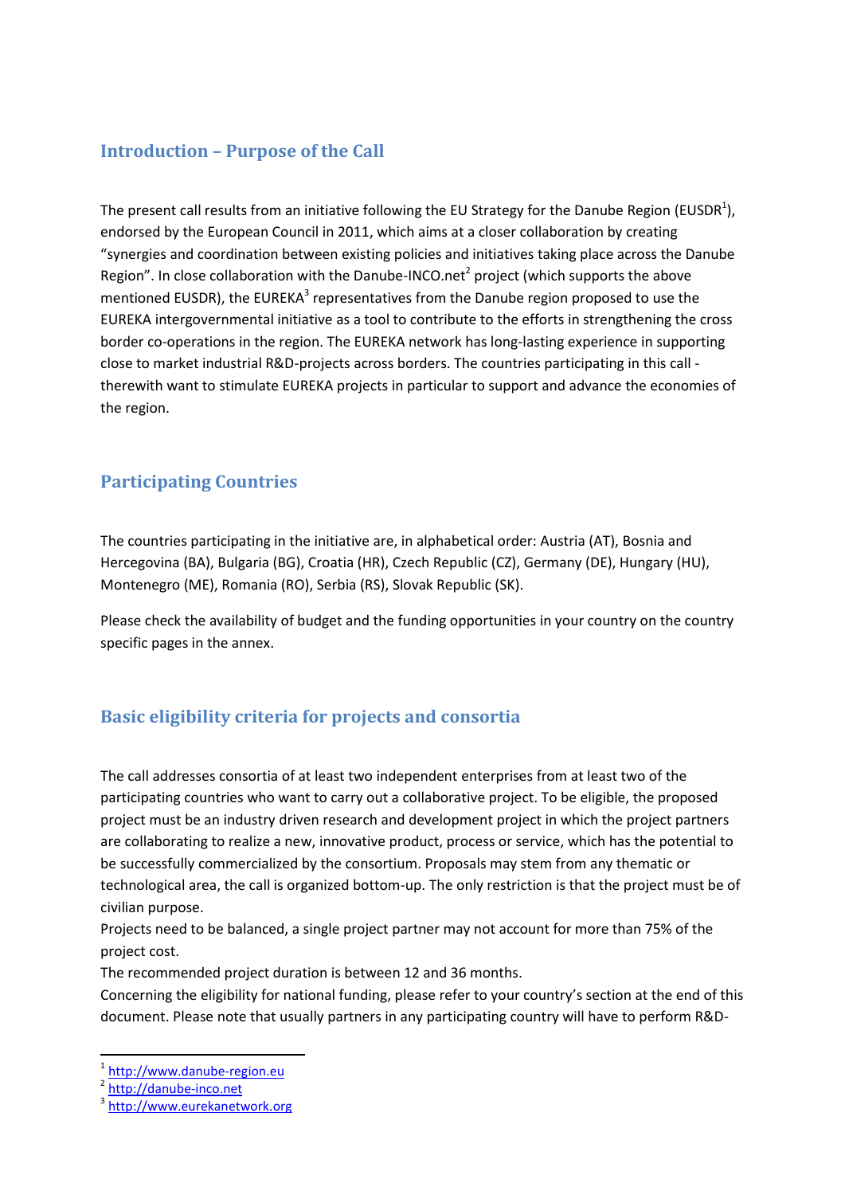## Introduction – Purpose of the Call

The present call results from an initiative following the EU Strategy for the Danube Region (EUSDR[1]), endorsed by the European Council in 2011, which aims at a closer collaboration by creating "synergies and coordination between existing policies and initiatives taking place across the Danube Region". In close collaboration with the Danube-INCO.net[2] project (which supports the above mentioned EUSDR), the EUREKA[3] representatives from the Danube region proposed to use the EUREKA intergovernmental initiative as a tool to contribute to the efforts in strengthening the cross border co-operations in the region. The EUREKA network has long-lasting experience in supporting close to market industrial R&D-projects across borders. The countries participating in this call - therewith want to stimulate EUREKA projects in particular to support and advance the economies of the region.

## Participating Countries

The countries participating in the initiative are, in alphabetical order: Austria (AT), Bosnia and Hercegovina (BA), Bulgaria (BG), Croatia (HR), Czech Republic (CZ), Germany (DE), Hungary (HU), Montenegro (ME), Romania (RO), Serbia (RS), Slovak Republic (SK).

Please check the availability of budget and the funding opportunities in your country on the country specific pages in the annex.

## Basic eligibility criteria for projects and consortia

The call addresses consortia of at least two independent enterprises from at least two of the participating countries who want to carry out a collaborative project. To be eligible, the proposed project must be an industry driven research and development project in which the project partners are collaborating to realize a new, innovative product, process or service, which has the potential to be successfully commercialized by the consortium. Proposals may stem from any thematic or technological area, the call is organized bottom-up. The only restriction is that the project must be of civilian purpose.

Projects need to be balanced, a single project partner may not account for more than 75% of the project cost.

The recommended project duration is between 12 and 36 months.

Concerning the eligibility for national funding, please refer to your country's section at the end of this document. Please note that usually partners in any participating country will have to perform R&D-

---

[1] http://www.danube-region.eu

[2] http://danube-inco.net

[3] http://www.eurekanetwork.org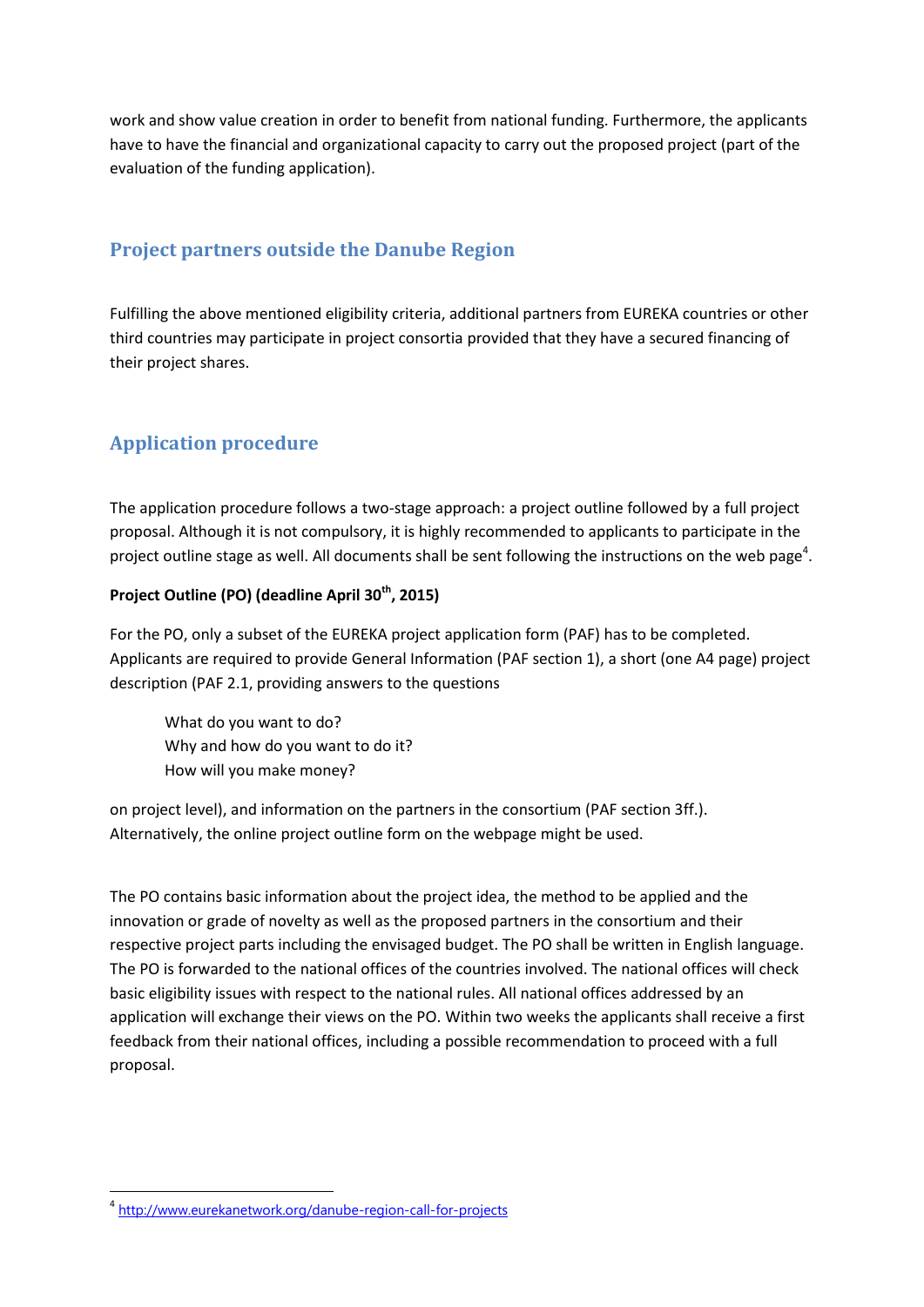work and show value creation in order to benefit from national funding. Furthermore, the applicants have to have the financial and organizational capacity to carry out the proposed project (part of the evaluation of the funding application).

## Project partners outside the Danube Region

Fulfilling the above mentioned eligibility criteria, additional partners from EUREKA countries or other third countries may participate in project consortia provided that they have a secured financing of their project shares.

## Application procedure

The application procedure follows a two-stage approach: a project outline followed by a full project proposal. Although it is not compulsory, it is highly recommended to applicants to participate in the project outline stage as well. All documents shall be sent following the instructions on the web page[4].

**Project Outline (PO) (deadline April 30th, 2015)**

For the PO, only a subset of the EUREKA project application form (PAF) has to be completed. Applicants are required to provide General Information (PAF section 1), a short (one A4 page) project description (PAF 2.1, providing answers to the questions

> What do you want to do?
> Why and how do you want to do it?
> How will you make money?

on project level), and information on the partners in the consortium (PAF section 3ff.). Alternatively, the online project outline form on the webpage might be used.

The PO contains basic information about the project idea, the method to be applied and the innovation or grade of novelty as well as the proposed partners in the consortium and their respective project parts including the envisaged budget. The PO shall be written in English language. The PO is forwarded to the national offices of the countries involved. The national offices will check basic eligibility issues with respect to the national rules. All national offices addressed by an application will exchange their views on the PO. Within two weeks the applicants shall receive a first feedback from their national offices, including a possible recommendation to proceed with a full proposal.

[4] http://www.eurekanetwork.org/danube-region-call-for-projects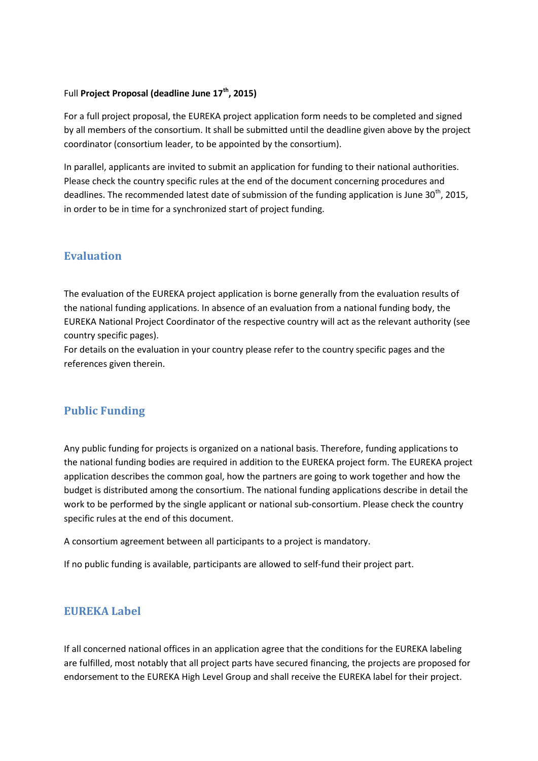Full **Project Proposal (deadline June 17th, 2015)**

For a full project proposal, the EUREKA project application form needs to be completed and signed by all members of the consortium. It shall be submitted until the deadline given above by the project coordinator (consortium leader, to be appointed by the consortium).

In parallel, applicants are invited to submit an application for funding to their national authorities. Please check the country specific rules at the end of the document concerning procedures and deadlines. The recommended latest date of submission of the funding application is June 30th, 2015, in order to be in time for a synchronized start of project funding.

## Evaluation

The evaluation of the EUREKA project application is borne generally from the evaluation results of the national funding applications. In absence of an evaluation from a national funding body, the EUREKA National Project Coordinator of the respective country will act as the relevant authority (see country specific pages).
For details on the evaluation in your country please refer to the country specific pages and the references given therein.

## Public Funding

Any public funding for projects is organized on a national basis. Therefore, funding applications to the national funding bodies are required in addition to the EUREKA project form. The EUREKA project application describes the common goal, how the partners are going to work together and how the budget is distributed among the consortium. The national funding applications describe in detail the work to be performed by the single applicant or national sub-consortium. Please check the country specific rules at the end of this document.

A consortium agreement between all participants to a project is mandatory.

If no public funding is available, participants are allowed to self-fund their project part.

## EUREKA Label

If all concerned national offices in an application agree that the conditions for the EUREKA labeling are fulfilled, most notably that all project parts have secured financing, the projects are proposed for endorsement to the EUREKA High Level Group and shall receive the EUREKA label for their project.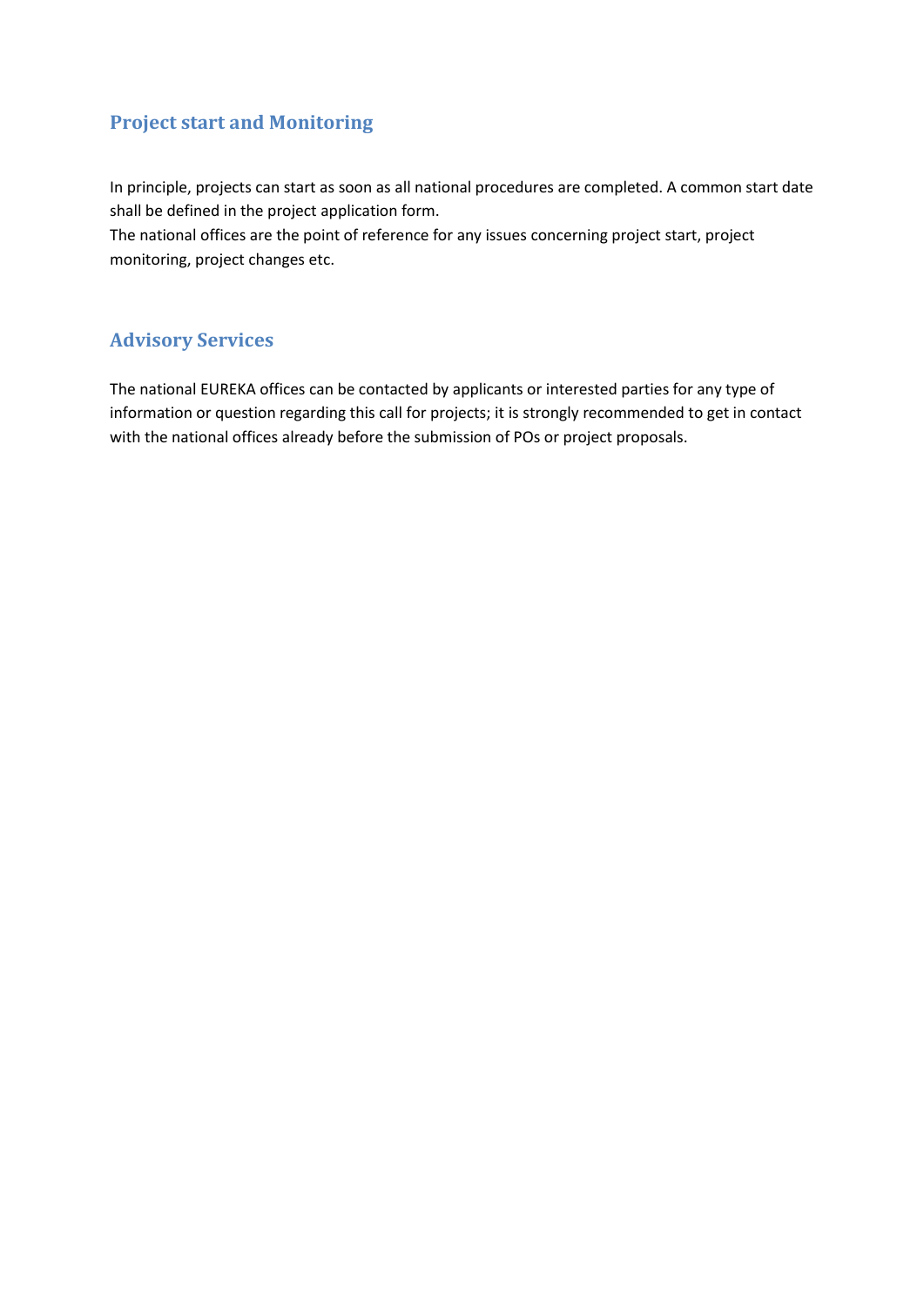## Project start and Monitoring

In principle, projects can start as soon as all national procedures are completed. A common start date shall be defined in the project application form.
The national offices are the point of reference for any issues concerning project start, project monitoring, project changes etc.

## Advisory Services

The national EUREKA offices can be contacted by applicants or interested parties for any type of information or question regarding this call for projects; it is strongly recommended to get in contact with the national offices already before the submission of POs or project proposals.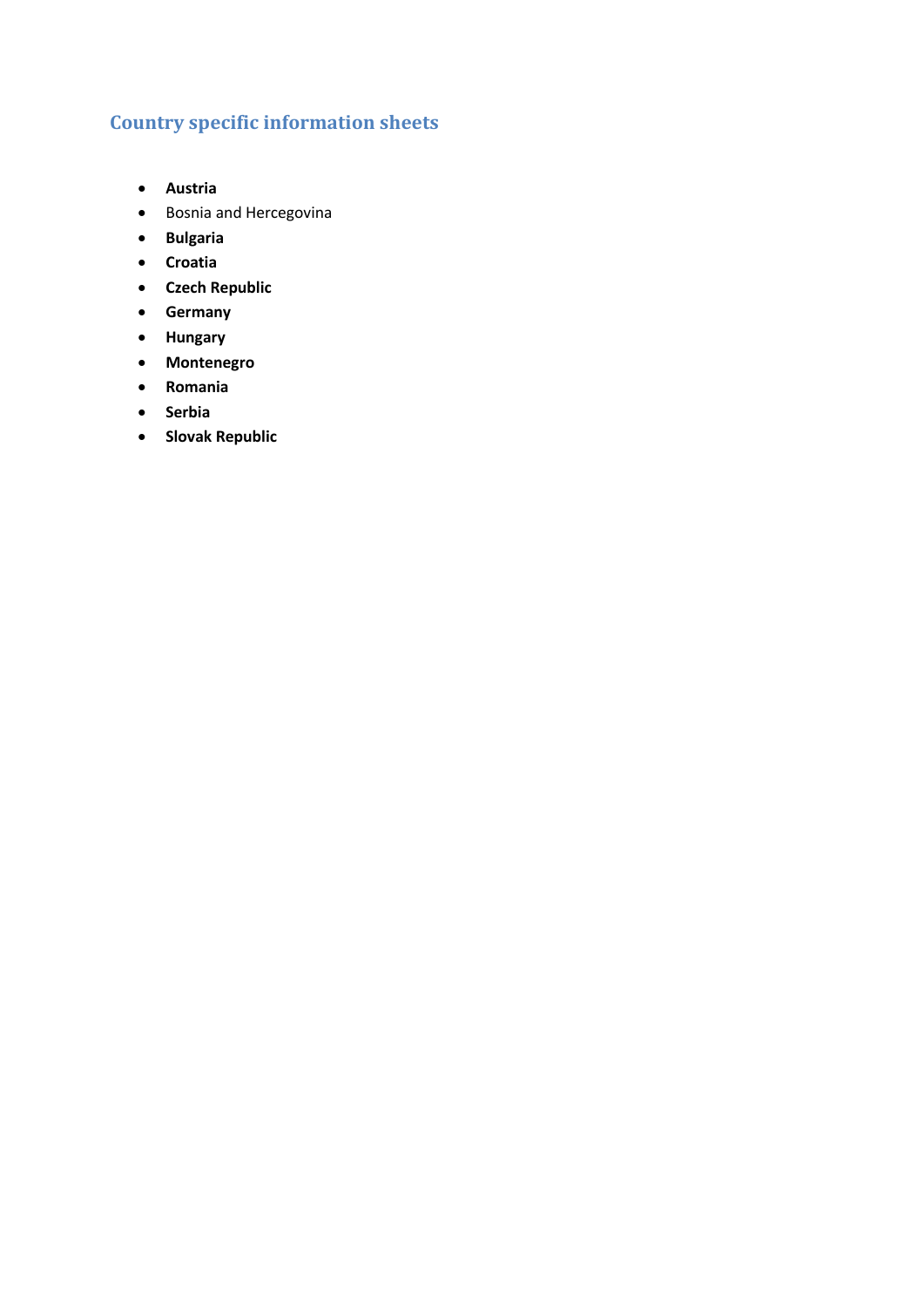## Country specific information sheets

- **Austria**
- Bosnia and Hercegovina
- **Bulgaria**
- **Croatia**
- **Czech Republic**
- **Germany**
- **Hungary**
- **Montenegro**
- **Romania**
- **Serbia**
- **Slovak Republic**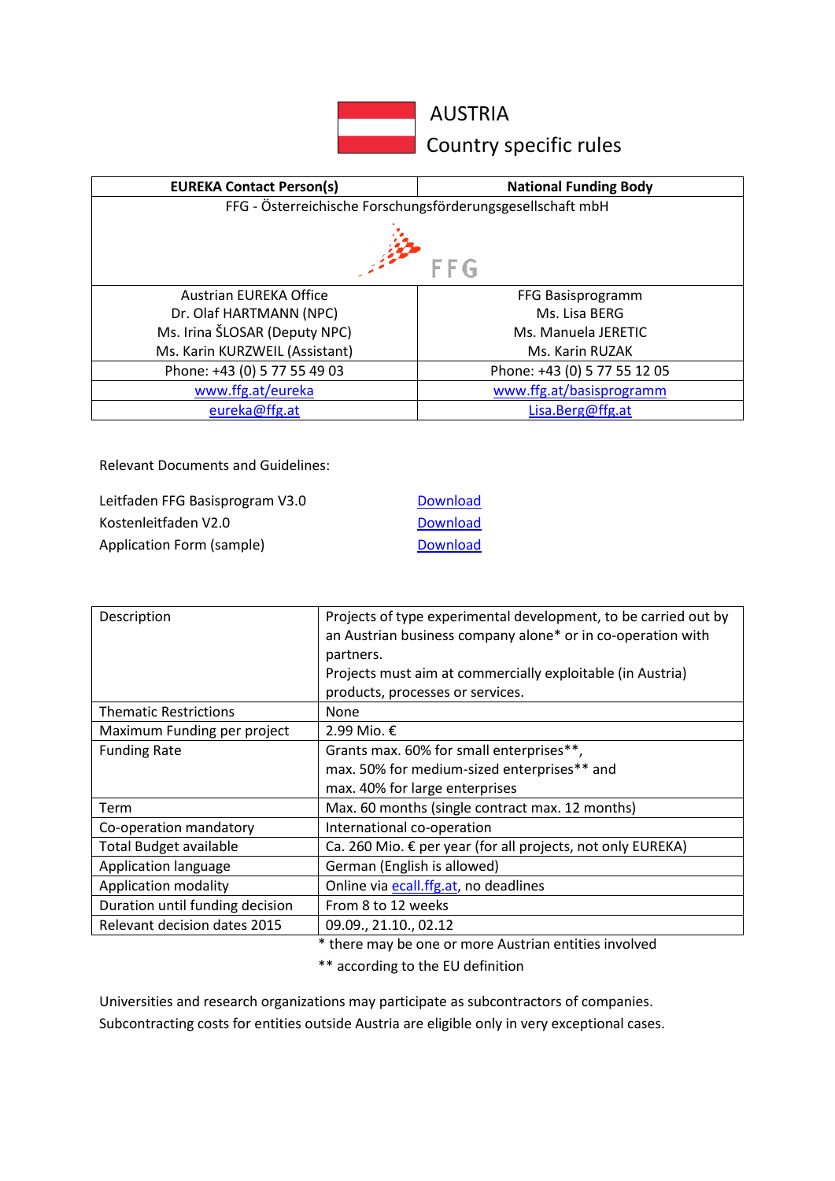# AUSTRIA
## Country specific rules

| EUREKA Contact Person(s) | National Funding Body |
|---|---|
| FFG - Österreichische Forschungsförderungsgesellschaft mbH | |
| FFG | |
| Austrian EUREKA Office<br>Dr. Olaf HARTMANN (NPC)<br>Ms. Irina ŠLOSAR (Deputy NPC)<br>Ms. Karin KURZWEIL (Assistant) | FFG Basisprogramm<br>Ms. Lisa BERG<br>Ms. Manuela JERETIC<br>Ms. Karin RUZAK |
| Phone: +43 (0) 5 77 55 49 03 | Phone: +43 (0) 5 77 55 12 05 |
| www.ffg.at/eureka | www.ffg.at/basisprogramm |
| eureka@ffg.at | Lisa.Berg@ffg.at |

Relevant Documents and Guidelines:

| | |
|---|---|
| Leitfaden FFG Basisprogram V3.0 | Download |
| Kostenleitfaden V2.0 | Download |
| Application Form (sample) | Download |

| | |
|---|---|
| Description | Projects of type experimental development, to be carried out by an Austrian business company alone* or in co-operation with partners.<br>Projects must aim at commercially exploitable (in Austria) products, processes or services. |
| Thematic Restrictions | None |
| Maximum Funding per project | 2.99 Mio. € |
| Funding Rate | Grants max. 60% for small enterprises**,<br>max. 50% for medium-sized enterprises** and<br>max. 40% for large enterprises |
| Term | Max. 60 months (single contract max. 12 months) |
| Co-operation mandatory | International co-operation |
| Total Budget available | Ca. 260 Mio. € per year (for all projects, not only EUREKA) |
| Application language | German (English is allowed) |
| Application modality | Online via ecall.ffg.at, no deadlines |
| Duration until funding decision | From 8 to 12 weeks |
| Relevant decision dates 2015 | 09.09., 21.10., 02.12 |

\* there may be one or more Austrian entities involved

\*\* according to the EU definition

Universities and research organizations may participate as subcontractors of companies. Subcontracting costs for entities outside Austria are eligible only in very exceptional cases.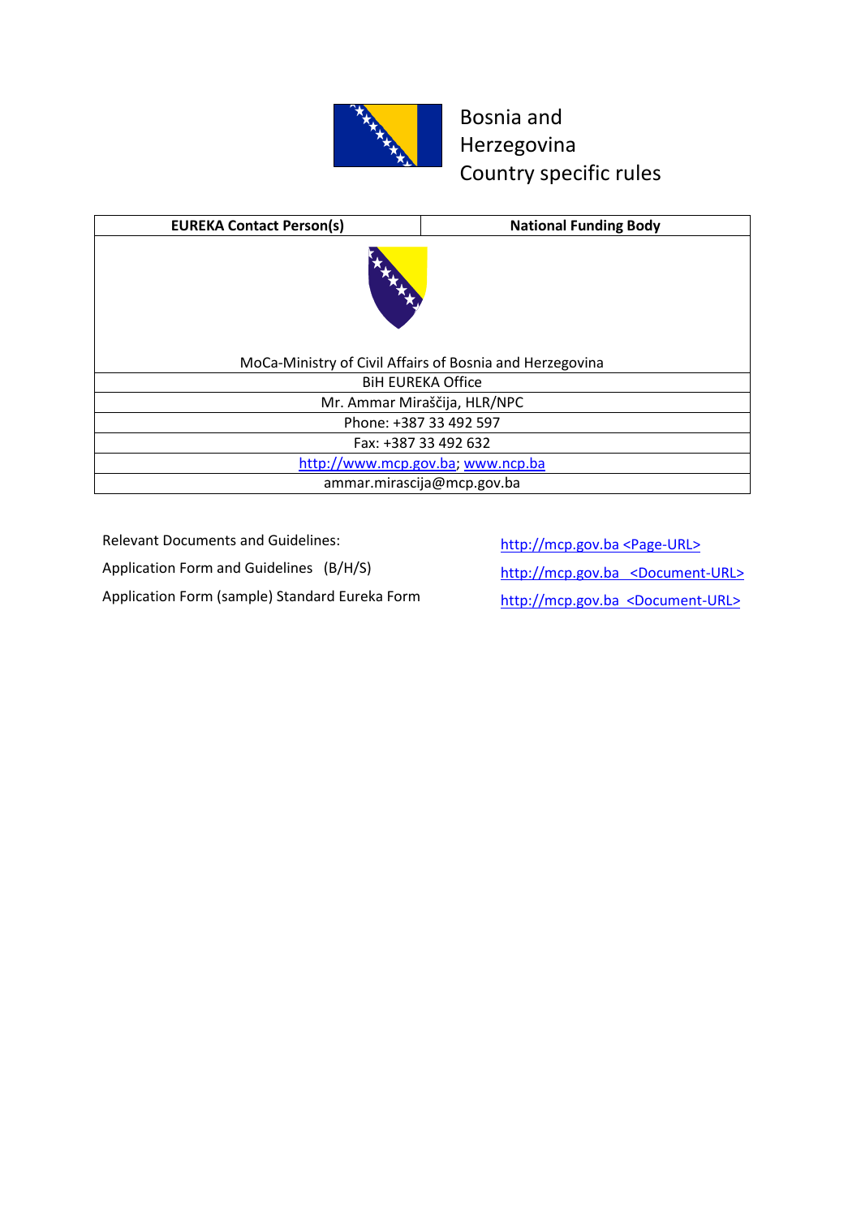# Bosnia and Herzegovina Country specific rules

| EUREKA Contact Person(s) | National Funding Body |
|---|---|
| MoCa-Ministry of Civil Affairs of Bosnia and Herzegovina | |
| BiH EUREKA Office | |
| Mr. Ammar Miraščija, HLR/NPC | |
| Phone: +387 33 492 597 | |
| Fax: +387 33 492 632 | |
| http://www.mcp.gov.ba; www.ncp.ba | |
| ammar.mirascija@mcp.gov.ba | |

Relevant Documents and Guidelines: http://mcp.gov.ba <Page-URL>

Application Form and Guidelines (B/H/S) http://mcp.gov.ba <Document-URL>

Application Form (sample) Standard Eureka Form http://mcp.gov.ba <Document-URL>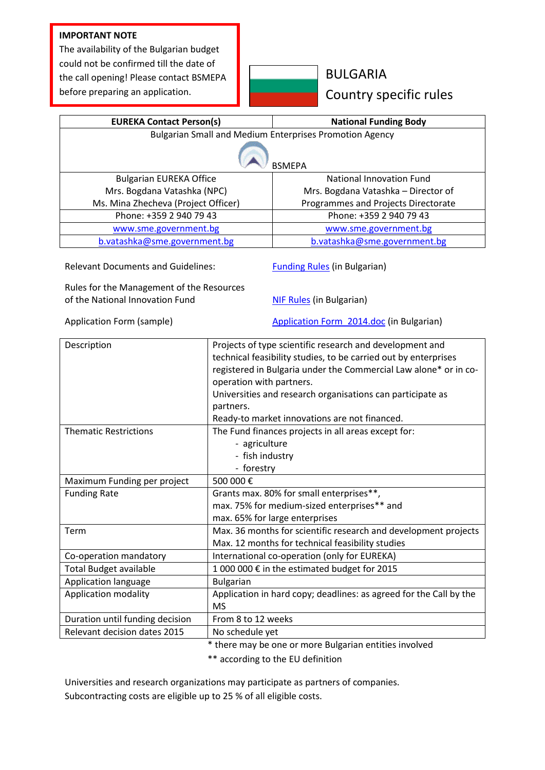**IMPORTANT NOTE**
The availability of the Bulgarian budget could not be confirmed till the date of the call opening! Please contact BSMEPA before preparing an application.

# BULGARIA
## Country specific rules

| EUREKA Contact Person(s) | National Funding Body |
|---|---|
| Bulgarian Small and Medium Enterprises Promotion Agency<br>BSMEPA | |
| Bulgarian EUREKA Office<br>Mrs. Bogdana Vatashka (NPC)<br>Ms. Mina Zhecheva (Project Officer) | National Innovation Fund<br>Mrs. Bogdana Vatashka – Director of Programmes and Projects Directorate |
| Phone: +359 2 940 79 43 | Phone: +359 2 940 79 43 |
| www.sme.government.bg | www.sme.government.bg |
| b.vatashka@sme.government.bg | b.vatashka@sme.government.bg |

Relevant Documents and Guidelines: Funding Rules (in Bulgarian)

Rules for the Management of the Resources of the National Innovation Fund: NIF Rules (in Bulgarian)

Application Form (sample): Application Form_2014.doc (in Bulgarian)

| | |
|---|---|
| Description | Projects of type scientific research and development and technical feasibility studies, to be carried out by enterprises registered in Bulgaria under the Commercial Law alone* or in co-operation with partners.<br>Universities and research organisations can participate as partners.<br>Ready-to market innovations are not financed. |
| Thematic Restrictions | The Fund finances projects in all areas except for:<br>- agriculture<br>- fish industry<br>- forestry |
| Maximum Funding per project | 500 000 € |
| Funding Rate | Grants max. 80% for small enterprises**,<br>max. 75% for medium-sized enterprises** and<br>max. 65% for large enterprises |
| Term | Max. 36 months for scientific research and development projects<br>Max. 12 months for technical feasibility studies |
| Co-operation mandatory | International co-operation (only for EUREKA) |
| Total Budget available | 1 000 000 € in the estimated budget for 2015 |
| Application language | Bulgarian |
| Application modality | Application in hard copy; deadlines: as agreed for the Call by the MS |
| Duration until funding decision | From 8 to 12 weeks |
| Relevant decision dates 2015 | No schedule yet |

\* there may be one or more Bulgarian entities involved

\** according to the EU definition

Universities and research organizations may participate as partners of companies.
Subcontracting costs are eligible up to 25 % of all eligible costs.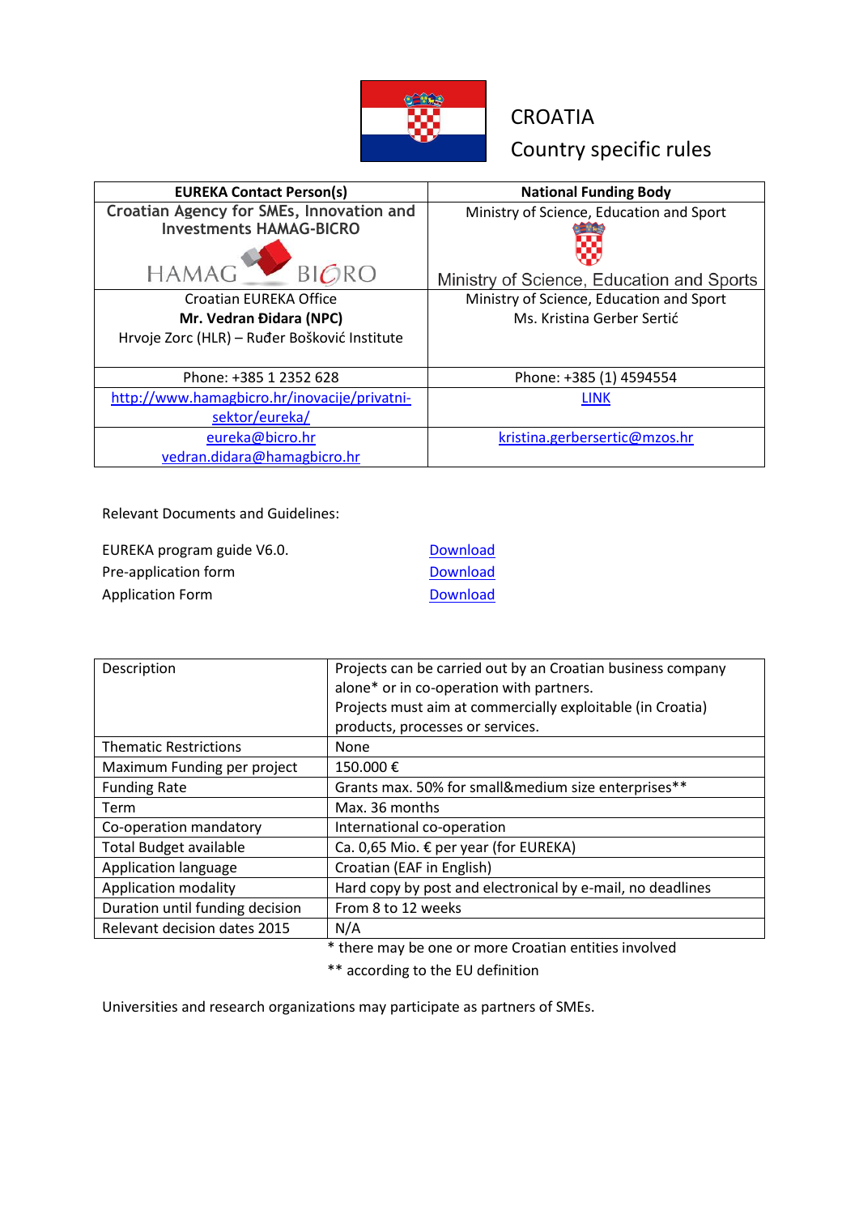# CROATIA
## Country specific rules

| EUREKA Contact Person(s) | National Funding Body |
|---|---|
| Croatian Agency for SMEs, Innovation and Investments HAMAG-BICRO<br>HAMAG BICRO | Ministry of Science, Education and Sport<br>Ministry of Science, Education and Sports |
| Croatian EUREKA Office<br>**Mr. Vedran Đidara (NPC)**<br>Hrvoje Zorc (HLR) – Ruđer Bošković Institute | Ministry of Science, Education and Sport<br>Ms. Kristina Gerber Sertić |
| Phone: +385 1 2352 628 | Phone: +385 (1) 4594554 |
| http://www.hamagbicro.hr/inovacije/privatni-sektor/eureka/ | LINK |
| eureka@bicro.hr<br>vedran.didara@hamagbicro.hr | kristina.gerbersertic@mzos.hr |

Relevant Documents and Guidelines:

| | |
|---|---|
| EUREKA program guide V6.0. | Download |
| Pre-application form | Download |
| Application Form | Download |

| | |
|---|---|
| Description | Projects can be carried out by an Croatian business company alone* or in co-operation with partners.<br>Projects must aim at commercially exploitable (in Croatia) products, processes or services. |
| Thematic Restrictions | None |
| Maximum Funding per project | 150.000 € |
| Funding Rate | Grants max. 50% for small&medium size enterprises** |
| Term | Max. 36 months |
| Co-operation mandatory | International co-operation |
| Total Budget available | Ca. 0,65 Mio. € per year (for EUREKA) |
| Application language | Croatian (EAF in English) |
| Application modality | Hard copy by post and electronical by e-mail, no deadlines |
| Duration until funding decision | From 8 to 12 weeks |
| Relevant decision dates 2015 | N/A |

\* there may be one or more Croatian entities involved

\*\* according to the EU definition

Universities and research organizations may participate as partners of SMEs.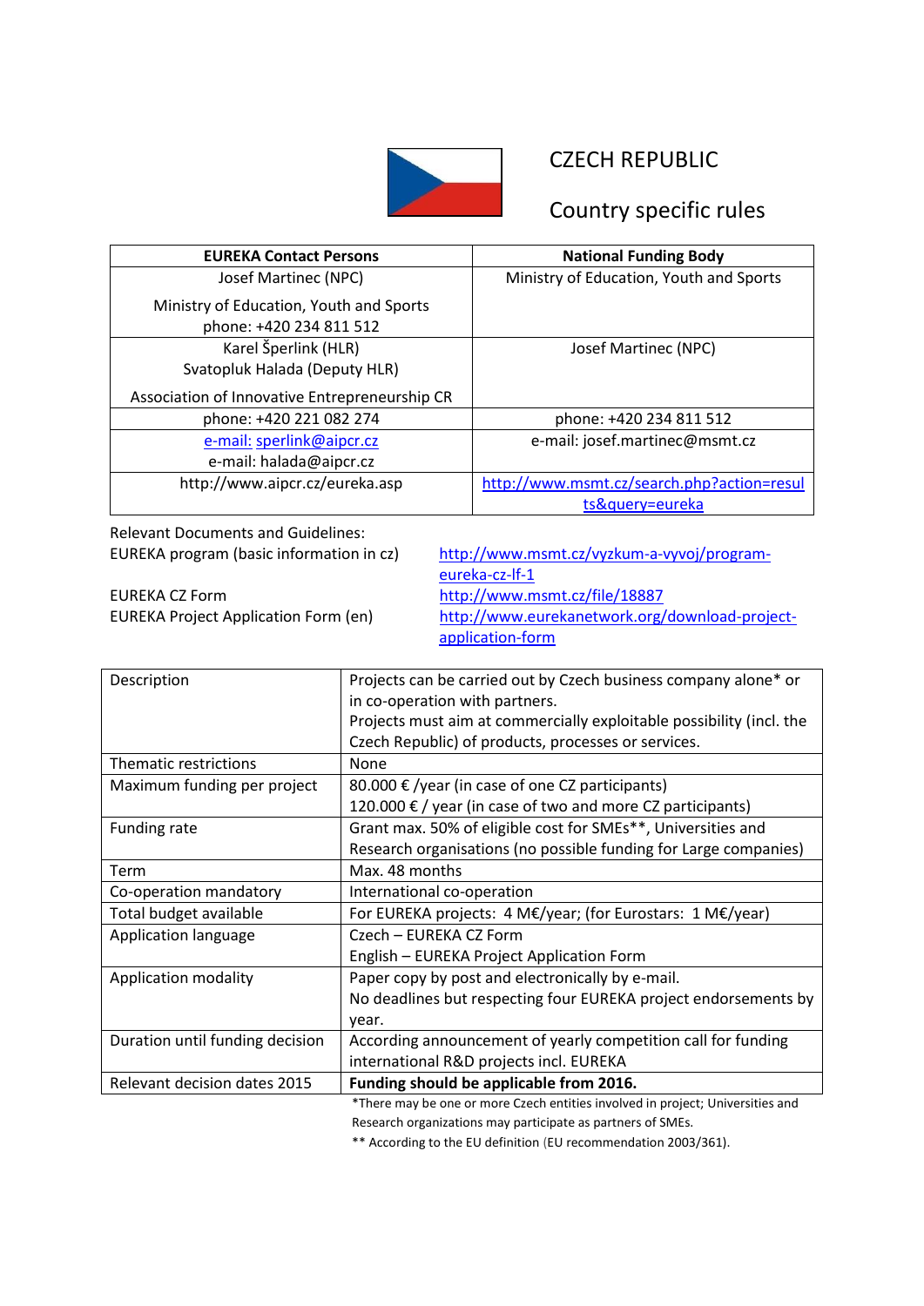# CZECH REPUBLIC

## Country specific rules

| EUREKA Contact Persons | National Funding Body |
|---|---|
| Josef Martinec (NPC)<br><br>Ministry of Education, Youth and Sports<br>phone: +420 234 811 512 | Ministry of Education, Youth and Sports |
| Karel Šperlink (HLR)<br>Svatopluk Halada (Deputy HLR)<br><br>Association of Innovative Entrepreneurship CR | Josef Martinec (NPC) |
| phone: +420 221 082 274 | phone: +420 234 811 512 |
| e-mail: sperlink@aipcr.cz<br>e-mail: halada@aipcr.cz | e-mail: josef.martinec@msmt.cz |
| http://www.aipcr.cz/eureka.asp | http://www.msmt.cz/search.php?action=results&query=eureka |

Relevant Documents and Guidelines:

| | |
|---|---|
| EUREKA program (basic information in cz) | http://www.msmt.cz/vyzkum-a-vyvoj/program-eureka-cz-lf-1 |
| EUREKA CZ Form | http://www.msmt.cz/file/18887 |
| EUREKA Project Application Form (en) | http://www.eurekanetwork.org/download-project-application-form |

| | |
|---|---|
| Description | Projects can be carried out by Czech business company alone* or in co-operation with partners.<br>Projects must aim at commercially exploitable possibility (incl. the Czech Republic) of products, processes or services. |
| Thematic restrictions | None |
| Maximum funding per project | 80.000 € /year (in case of one CZ participants)<br>120.000 € / year (in case of two and more CZ participants) |
| Funding rate | Grant max. 50% of eligible cost for SMEs**, Universities and Research organisations (no possible funding for Large companies) |
| Term | Max. 48 months |
| Co-operation mandatory | International co-operation |
| Total budget available | For EUREKA projects: 4 M€/year; (for Eurostars: 1 M€/year) |
| Application language | Czech – EUREKA CZ Form<br>English – EUREKA Project Application Form |
| Application modality | Paper copy by post and electronically by e-mail.<br>No deadlines but respecting four EUREKA project endorsements by year. |
| Duration until funding decision | According announcement of yearly competition call for funding international R&D projects incl. EUREKA |
| Relevant decision dates 2015 | **Funding should be applicable from 2016.** |

*There may be one or more Czech entities involved in project; Universities and Research organizations may participate as partners of SMEs.

** According to the EU definition (EU recommendation 2003/361).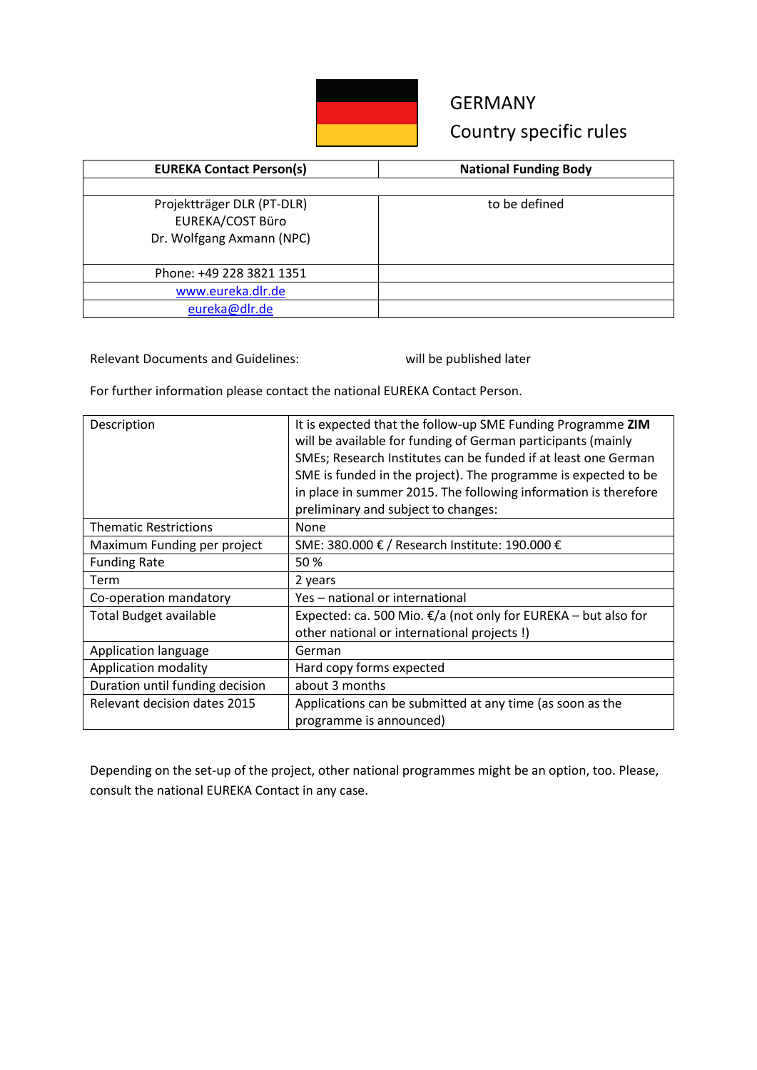# GERMANY

## Country specific rules

| EUREKA Contact Person(s) | National Funding Body |
| --- | --- |
| | |
| Projektträger DLR (PT-DLR)<br>EUREKA/COST Büro<br>Dr. Wolfgang Axmann (NPC) | to be defined |
| Phone: +49 228 3821 1351 | |
| www.eureka.dlr.de | |
| eureka@dlr.de | |

Relevant Documents and Guidelines: will be published later

For further information please contact the national EUREKA Contact Person.

| | |
| --- | --- |
| Description | It is expected that the follow-up SME Funding Programme **ZIM** will be available for funding of German participants (mainly SMEs; Research Institutes can be funded if at least one German SME is funded in the project). The programme is expected to be in place in summer 2015. The following information is therefore preliminary and subject to changes: |
| Thematic Restrictions | None |
| Maximum Funding per project | SME: 380.000 € / Research Institute: 190.000 € |
| Funding Rate | 50 % |
| Term | 2 years |
| Co-operation mandatory | Yes – national or international |
| Total Budget available | Expected: ca. 500 Mio. €/a (not only for EUREKA – but also for other national or international projects !) |
| Application language | German |
| Application modality | Hard copy forms expected |
| Duration until funding decision | about 3 months |
| Relevant decision dates 2015 | Applications can be submitted at any time (as soon as the programme is announced) |

Depending on the set-up of the project, other national programmes might be an option, too. Please, consult the national EUREKA Contact in any case.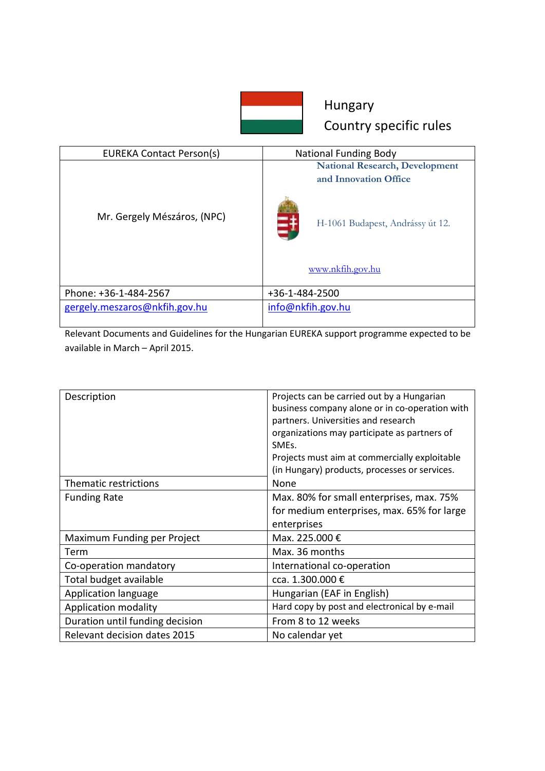# Hungary
## Country specific rules

| EUREKA Contact Person(s) | National Funding Body |
|---|---|
| Mr. Gergely Mészáros, (NPC) | National Research, Development and Innovation Office<br><br>H-1061 Budapest, Andrássy út 12.<br><br>www.nkfih.gov.hu |
| Phone: +36-1-484-2567 | +36-1-484-2500 |
| gergely.meszaros@nkfih.gov.hu | info@nkfih.gov.hu |

Relevant Documents and Guidelines for the Hungarian EUREKA support programme expected to be available in March – April 2015.

| Description | Projects can be carried out by a Hungarian business company alone or in co-operation with partners. Universities and research organizations may participate as partners of SMEs.<br>Projects must aim at commercially exploitable (in Hungary) products, processes or services. |
|---|---|
| Thematic restrictions | None |
| Funding Rate | Max. 80% for small enterprises, max. 75% for medium enterprises, max. 65% for large enterprises |
| Maximum Funding per Project | Max. 225.000 € |
| Term | Max. 36 months |
| Co-operation mandatory | International co-operation |
| Total budget available | cca. 1.300.000 € |
| Application language | Hungarian (EAF in English) |
| Application modality | Hard copy by post and electronical by e-mail |
| Duration until funding decision | From 8 to 12 weeks |
| Relevant decision dates 2015 | No calendar yet |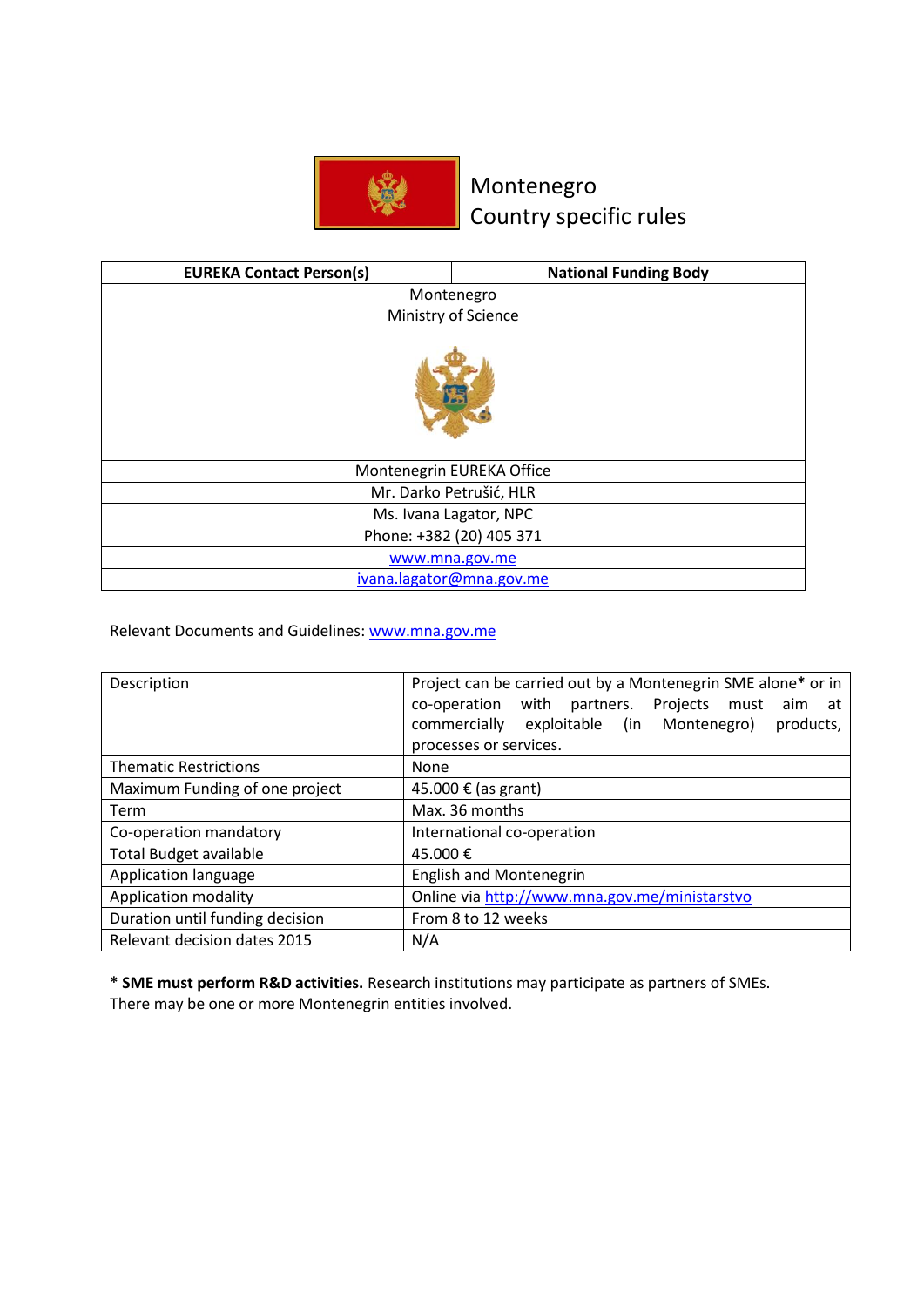# Montenegro
# Country specific rules

| EUREKA Contact Person(s) | National Funding Body |
|---|---|
| Montenegro<br>Ministry of Science | |
| Montenegrin EUREKA Office | |
| Mr. Darko Petrušić, HLR | |
| Ms. Ivana Lagator, NPC | |
| Phone: +382 (20) 405 371 | |
| www.mna.gov.me | |
| ivana.lagator@mna.gov.me | |

Relevant Documents and Guidelines: www.mna.gov.me

| Description | Project can be carried out by a Montenegrin SME alone* or in co-operation with partners. Projects must aim at commercially exploitable (in Montenegro) products, processes or services. |
|---|---|
| Thematic Restrictions | None |
| Maximum Funding of one project | 45.000 € (as grant) |
| Term | Max. 36 months |
| Co-operation mandatory | International co-operation |
| Total Budget available | 45.000 € |
| Application language | English and Montenegrin |
| Application modality | Online via http://www.mna.gov.me/ministarstvo |
| Duration until funding decision | From 8 to 12 weeks |
| Relevant decision dates 2015 | N/A |

**\* SME must perform R&D activities.** Research institutions may participate as partners of SMEs. There may be one or more Montenegrin entities involved.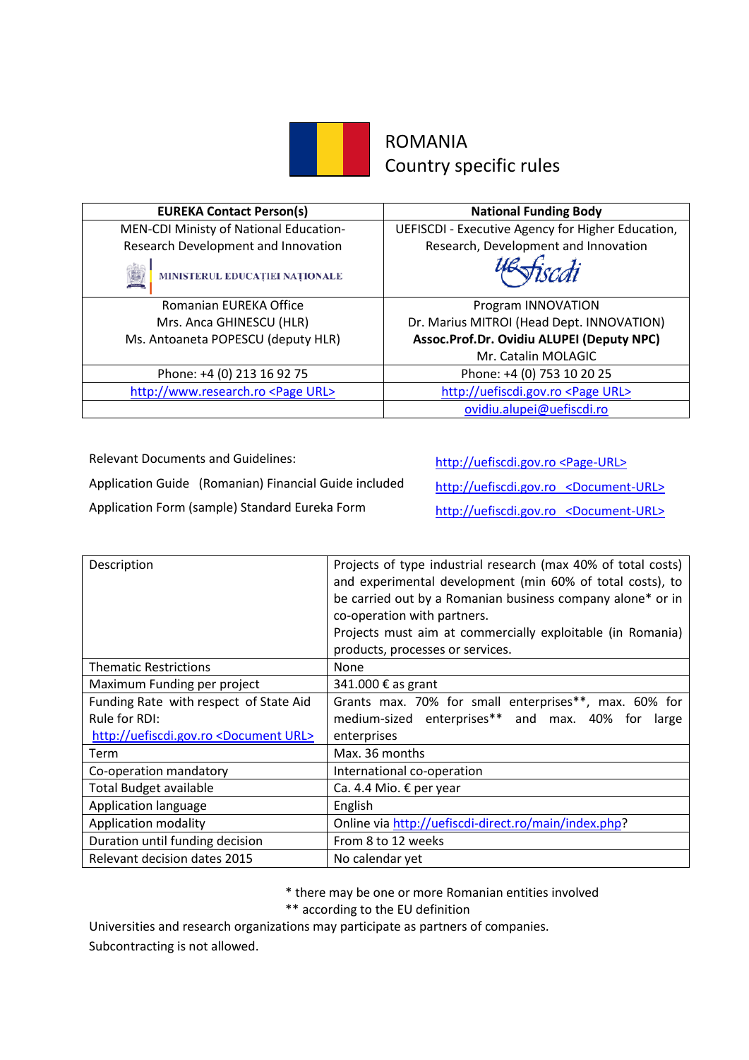# ROMANIA
## Country specific rules

| EUREKA Contact Person(s) | National Funding Body |
|---|---|
| MEN-CDI Ministy of National Education-Research Development and Innovation<br>MINISTERUL EDUCAȚIEI NAȚIONALE | UEFISCDI - Executive Agency for Higher Education, Research, Development and Innovation<br>uefiscdi |
| Romanian EUREKA Office<br>Mrs. Anca GHINESCU (HLR)<br>Ms. Antoaneta POPESCU (deputy HLR) | Program INNOVATION<br>Dr. Marius MITROI (Head Dept. INNOVATION)<br>**Assoc.Prof.Dr. Ovidiu ALUPEI (Deputy NPC)**<br>Mr. Catalin MOLAGIC |
| Phone: +4 (0) 213 16 92 75 | Phone: +4 (0) 753 10 20 25 |
| http://www.research.ro <Page URL> | http://uefiscdi.gov.ro <Page URL> |
| | ovidiu.alupei@uefiscdi.ro |

| | |
|---|---|
| Relevant Documents and Guidelines: | http://uefiscdi.gov.ro <Page-URL> |
| Application Guide (Romanian) Financial Guide included | http://uefiscdi.gov.ro <Document-URL> |
| Application Form (sample) Standard Eureka Form | http://uefiscdi.gov.ro <Document-URL> |

| | |
|---|---|
| Description | Projects of type industrial research (max 40% of total costs) and experimental development (min 60% of total costs), to be carried out by a Romanian business company alone* or in co-operation with partners.<br>Projects must aim at commercially exploitable (in Romania) products, processes or services. |
| Thematic Restrictions | None |
| Maximum Funding per project | 341.000 € as grant |
| Funding Rate with respect of State Aid Rule for RDI:<br>http://uefiscdi.gov.ro <Document URL> | Grants max. 70% for small enterprises**, max. 60% for medium-sized enterprises** and max. 40% for large enterprises |
| Term | Max. 36 months |
| Co-operation mandatory | International co-operation |
| Total Budget available | Ca. 4.4 Mio. € per year |
| Application language | English |
| Application modality | Online via http://uefiscdi-direct.ro/main/index.php? |
| Duration until funding decision | From 8 to 12 weeks |
| Relevant decision dates 2015 | No calendar yet |

\* there may be one or more Romanian entities involved
\*\* according to the EU definition

Universities and research organizations may participate as partners of companies.

Subcontracting is not allowed.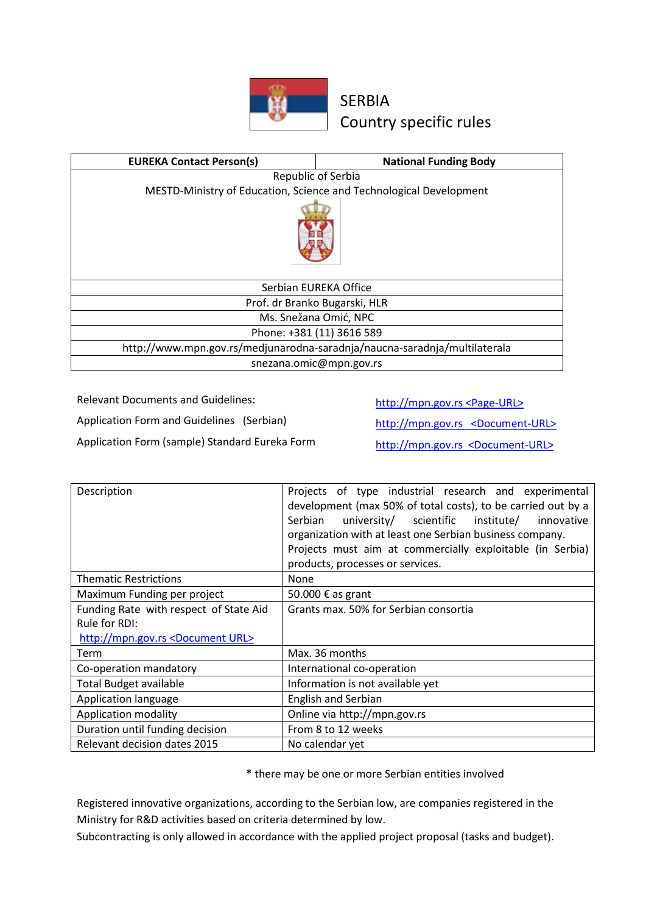# SERBIA
## Country specific rules

| EUREKA Contact Person(s) | National Funding Body |
|---|---|
| Republic of Serbia<br>MESTD-Ministry of Education, Science and Technological Development | |
| Serbian EUREKA Office | |
| Prof. dr Branko Bugarski, HLR | |
| Ms. Snežana Omić, NPC | |
| Phone: +381 (11) 3616 589 | |
| http://www.mpn.gov.rs/medjunarodna-saradnja/naucna-saradnja/multilaterala | |
| snezana.omic@mpn.gov.rs | |

| | |
|---|---|
| Relevant Documents and Guidelines: | http://mpn.gov.rs <Page-URL> |
| Application Form and Guidelines (Serbian) | http://mpn.gov.rs <Document-URL> |
| Application Form (sample) Standard Eureka Form | http://mpn.gov.rs <Document-URL> |

| | |
|---|---|
| Description | Projects of type industrial research and experimental development (max 50% of total costs), to be carried out by a Serbian university/ scientific institute/ innovative organization with at least one Serbian business company. Projects must aim at commercially exploitable (in Serbia) products, processes or services. |
| Thematic Restrictions | None |
| Maximum Funding per project | 50.000 € as grant |
| Funding Rate with respect of State Aid Rule for RDI: http://mpn.gov.rs <Document URL> | Grants max. 50% for Serbian consortia |
| Term | Max. 36 months |
| Co-operation mandatory | International co-operation |
| Total Budget available | Information is not available yet |
| Application language | English and Serbian |
| Application modality | Online via http://mpn.gov.rs |
| Duration until funding decision | From 8 to 12 weeks |
| Relevant decision dates 2015 | No calendar yet |

\* there may be one or more Serbian entities involved

Registered innovative organizations, according to the Serbian low, are companies registered in the Ministry for R&D activities based on criteria determined by low.
Subcontracting is only allowed in accordance with the applied project proposal (tasks and budget).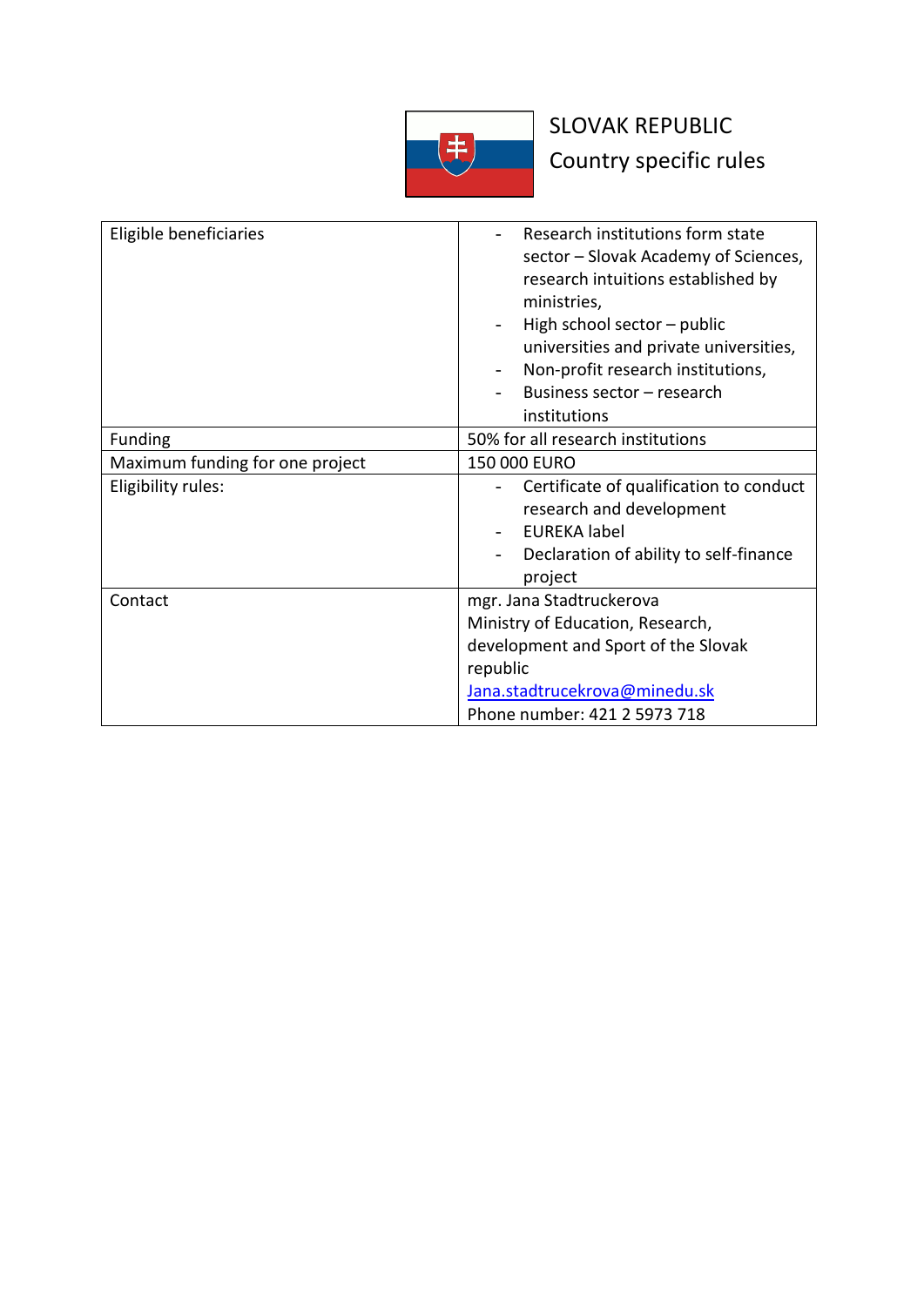# SLOVAK REPUBLIC
## Country specific rules

| | |
|---|---|
| Eligible beneficiaries | - Research institutions form state sector – Slovak Academy of Sciences, research intuitions established by ministries,<br>- High school sector – public universities and private universities,<br>- Non-profit research institutions,<br>- Business sector – research institutions |
| Funding | 50% for all research institutions |
| Maximum funding for one project | 150 000 EURO |
| Eligibility rules: | - Certificate of qualification to conduct research and development<br>- EUREKA label<br>- Declaration of ability to self-finance project |
| Contact | mgr. Jana Stadtruckerova<br>Ministry of Education, Research, development and Sport of the Slovak republic<br>Jana.stadtrucekrova@minedu.sk<br>Phone number: 421 2 5973 718 |